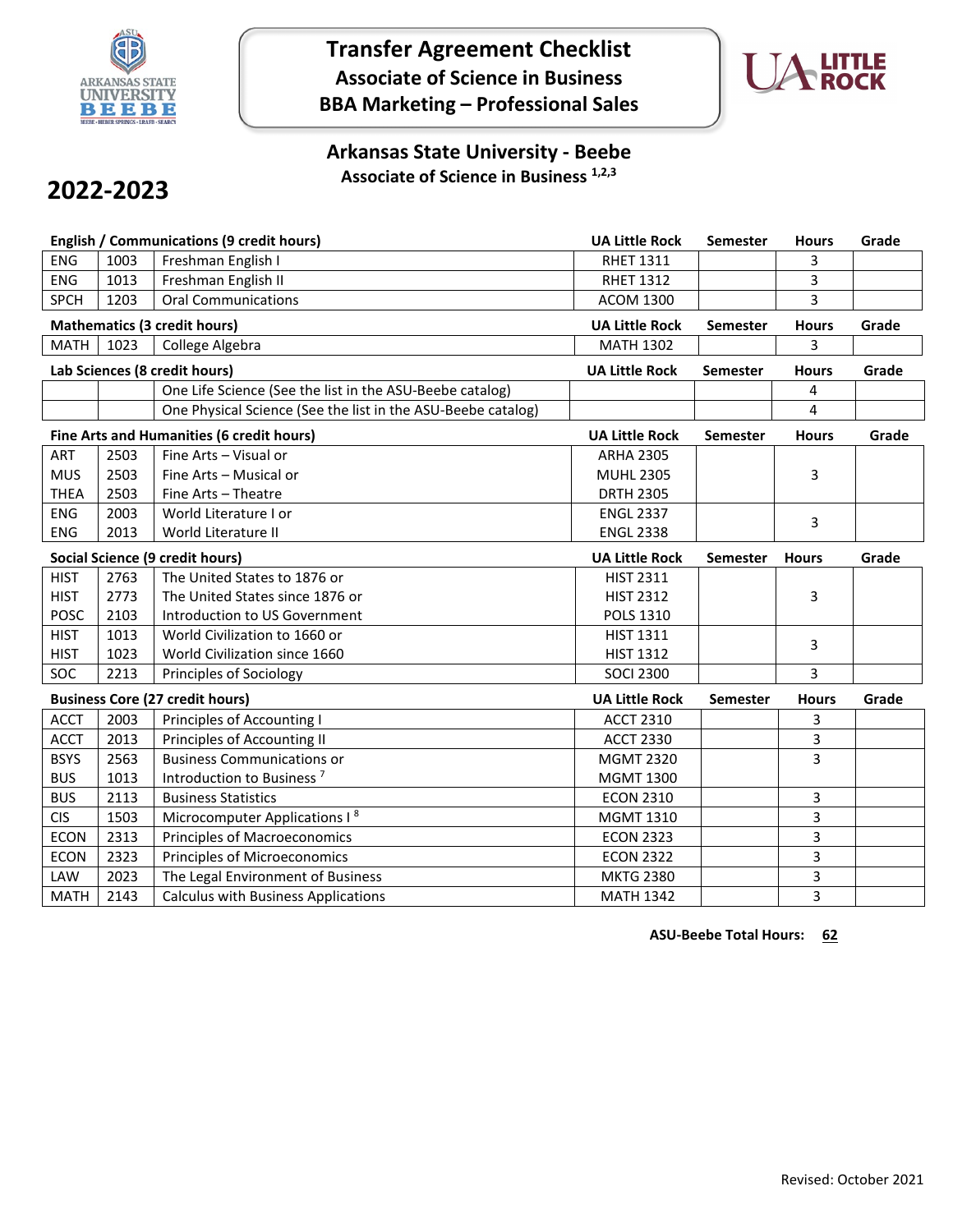# Transfer Agreement Checklist

## Associate of Science in Business

## BBA Marketing – Professional Sales

## Arkansas State University - Beebe

### Associate of Science in Business [1,2,3]

## 2022-2023

| English / Communications (9 credit hours) | | | UA Little Rock | Semester | Hours | Grade |
|---|---|---|---|---|---|---|
| ENG | 1003 | Freshman English I | RHET 1311 | | 3 | |
| ENG | 1013 | Freshman English II | RHET 1312 | | 3 | |
| SPCH | 1203 | Oral Communications | ACOM 1300 | | 3 | |

| Mathematics (3 credit hours) | | | UA Little Rock | Semester | Hours | Grade |
|---|---|---|---|---|---|---|
| MATH | 1023 | College Algebra | MATH 1302 | | 3 | |

| Lab Sciences (8 credit hours) | | | UA Little Rock | Semester | Hours | Grade |
|---|---|---|---|---|---|---|
| | | One Life Science (See the list in the ASU-Beebe catalog) | | | 4 | |
| | | One Physical Science (See the list in the ASU-Beebe catalog) | | | 4 | |

| Fine Arts and Humanities (6 credit hours) | | | UA Little Rock | Semester | Hours | Grade |
|---|---|---|---|---|---|---|
| ART<br>MUS<br>THEA | 2503<br>2503<br>2503 | Fine Arts – Visual or<br>Fine Arts – Musical or<br>Fine Arts – Theatre | ARHA 2305<br>MUHL 2305<br>DRTH 2305 | | 3 | |
| ENG<br>ENG | 2003<br>2013 | World Literature I or<br>World Literature II | ENGL 2337<br>ENGL 2338 | | 3 | |

| Social Science (9 credit hours) | | | UA Little Rock | Semester | Hours | Grade |
|---|---|---|---|---|---|---|
| HIST<br>HIST<br>POSC | 2763<br>2773<br>2103 | The United States to 1876 or<br>The United States since 1876 or<br>Introduction to US Government | HIST 2311<br>HIST 2312<br>POLS 1310 | | 3 | |
| HIST<br>HIST | 1013<br>1023 | World Civilization to 1660 or<br>World Civilization since 1660 | HIST 1311<br>HIST 1312 | | 3 | |
| SOC | 2213 | Principles of Sociology | SOCI 2300 | | 3 | |

| Business Core (27 credit hours) | | | UA Little Rock | Semester | Hours | Grade |
|---|---|---|---|---|---|---|
| ACCT | 2003 | Principles of Accounting I | ACCT 2310 | | 3 | |
| ACCT | 2013 | Principles of Accounting II | ACCT 2330 | | 3 | |
| BSYS<br>BUS | 2563<br>1013 | Business Communications or<br>Introduction to Business [7] | MGMT 2320<br>MGMT 1300 | | 3 | |
| BUS | 2113 | Business Statistics | ECON 2310 | | 3 | |
| CIS | 1503 | Microcomputer Applications I [8] | MGMT 1310 | | 3 | |
| ECON | 2313 | Principles of Macroeconomics | ECON 2323 | | 3 | |
| ECON | 2323 | Principles of Microeconomics | ECON 2322 | | 3 | |
| LAW | 2023 | The Legal Environment of Business | MKTG 2380 | | 3 | |
| MATH | 2143 | Calculus with Business Applications | MATH 1342 | | 3 | |

**ASU-Beebe Total Hours: 62**

Revised: October 2021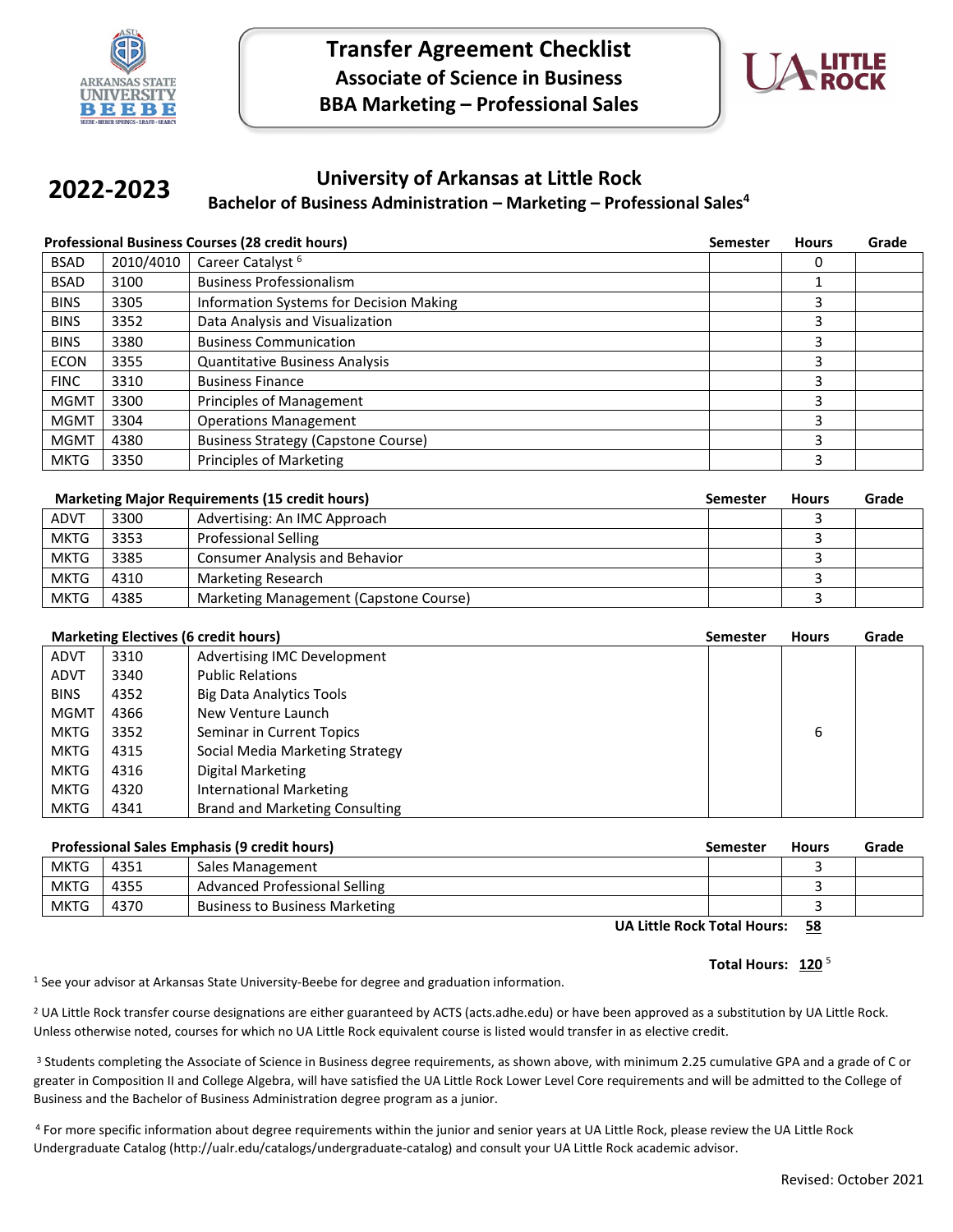# Transfer Agreement Checklist
## Associate of Science in Business
## BBA Marketing – Professional Sales

**2022-2023**

## University of Arkansas at Little Rock
### Bachelor of Business Administration – Marketing – Professional Sales[4]

| Professional Business Courses (28 credit hours) | | | Semester | Hours | Grade |
|---|---|---|---|---|---|
| BSAD | 2010/4010 | Career Catalyst [6] | | 0 | |
| BSAD | 3100 | Business Professionalism | | 1 | |
| BINS | 3305 | Information Systems for Decision Making | | 3 | |
| BINS | 3352 | Data Analysis and Visualization | | 3 | |
| BINS | 3380 | Business Communication | | 3 | |
| ECON | 3355 | Quantitative Business Analysis | | 3 | |
| FINC | 3310 | Business Finance | | 3 | |
| MGMT | 3300 | Principles of Management | | 3 | |
| MGMT | 3304 | Operations Management | | 3 | |
| MGMT | 4380 | Business Strategy (Capstone Course) | | 3 | |
| MKTG | 3350 | Principles of Marketing | | 3 | |

| Marketing Major Requirements (15 credit hours) | | | Semester | Hours | Grade |
|---|---|---|---|---|---|
| ADVT | 3300 | Advertising: An IMC Approach | | 3 | |
| MKTG | 3353 | Professional Selling | | 3 | |
| MKTG | 3385 | Consumer Analysis and Behavior | | 3 | |
| MKTG | 4310 | Marketing Research | | 3 | |
| MKTG | 4385 | Marketing Management (Capstone Course) | | 3 | |

| Marketing Electives (6 credit hours) | | | Semester | Hours | Grade |
|---|---|---|---|---|---|
| ADVT | 3310 | Advertising IMC Development | | 6 | |
| ADVT | 3340 | Public Relations | | | |
| BINS | 4352 | Big Data Analytics Tools | | | |
| MGMT | 4366 | New Venture Launch | | | |
| MKTG | 3352 | Seminar in Current Topics | | | |
| MKTG | 4315 | Social Media Marketing Strategy | | | |
| MKTG | 4316 | Digital Marketing | | | |
| MKTG | 4320 | International Marketing | | | |
| MKTG | 4341 | Brand and Marketing Consulting | | | |

| Professional Sales Emphasis (9 credit hours) | | | Semester | Hours | Grade |
|---|---|---|---|---|---|
| MKTG | 4351 | Sales Management | | 3 | |
| MKTG | 4355 | Advanced Professional Selling | | 3 | |
| MKTG | 4370 | Business to Business Marketing | | 3 | |

**UA Little Rock Total Hours: 58**

**Total Hours: 120** [5]

[1] See your advisor at Arkansas State University-Beebe for degree and graduation information.

[2] UA Little Rock transfer course designations are either guaranteed by ACTS (acts.adhe.edu) or have been approved as a substitution by UA Little Rock. Unless otherwise noted, courses for which no UA Little Rock equivalent course is listed would transfer in as elective credit.

[3] Students completing the Associate of Science in Business degree requirements, as shown above, with minimum 2.25 cumulative GPA and a grade of C or greater in Composition II and College Algebra, will have satisfied the UA Little Rock Lower Level Core requirements and will be admitted to the College of Business and the Bachelor of Business Administration degree program as a junior.

[4] For more specific information about degree requirements within the junior and senior years at UA Little Rock, please review the UA Little Rock Undergraduate Catalog (http://ualr.edu/catalogs/undergraduate-catalog) and consult your UA Little Rock academic advisor.

Revised: October 2021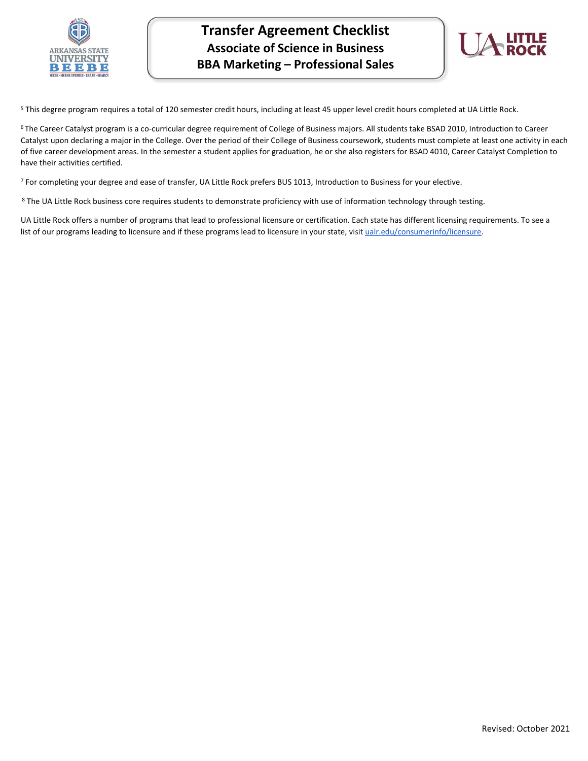# Transfer Agreement Checklist

## Associate of Science in Business

## BBA Marketing – Professional Sales

[5] This degree program requires a total of 120 semester credit hours, including at least 45 upper level credit hours completed at UA Little Rock.

[6] The Career Catalyst program is a co-curricular degree requirement of College of Business majors. All students take BSAD 2010, Introduction to Career Catalyst upon declaring a major in the College. Over the period of their College of Business coursework, students must complete at least one activity in each of five career development areas. In the semester a student applies for graduation, he or she also registers for BSAD 4010, Career Catalyst Completion to have their activities certified.

[7] For completing your degree and ease of transfer, UA Little Rock prefers BUS 1013, Introduction to Business for your elective.

[8] The UA Little Rock business core requires students to demonstrate proficiency with use of information technology through testing.

UA Little Rock offers a number of programs that lead to professional licensure or certification. Each state has different licensing requirements. To see a list of our programs leading to licensure and if these programs lead to licensure in your state, visit ualr.edu/consumerinfo/licensure.

Revised: October 2021